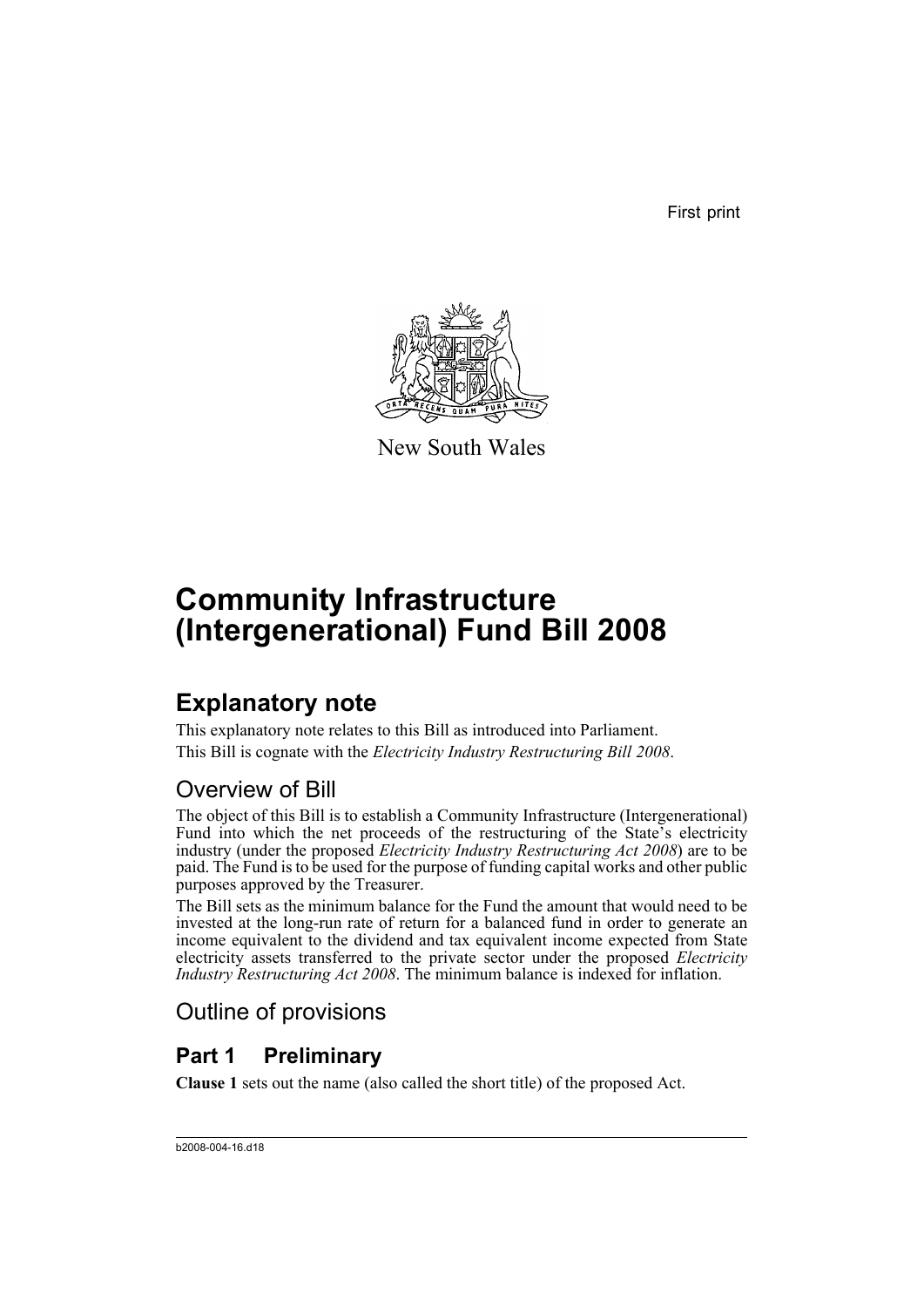First print

New South Wales

# Community Infrastructure (Intergenerational) Fund Bill 2008

## Explanatory note

This explanatory note relates to this Bill as introduced into Parliament.

This Bill is cognate with the *Electricity Industry Restructuring Bill 2008*.

### Overview of Bill

The object of this Bill is to establish a Community Infrastructure (Intergenerational) Fund into which the net proceeds of the restructuring of the State's electricity industry (under the proposed *Electricity Industry Restructuring Act 2008*) are to be paid. The Fund is to be used for the purpose of funding capital works and other public purposes approved by the Treasurer.

The Bill sets as the minimum balance for the Fund the amount that would need to be invested at the long-run rate of return for a balanced fund in order to generate an income equivalent to the dividend and tax equivalent income expected from State electricity assets transferred to the private sector under the proposed *Electricity Industry Restructuring Act 2008*. The minimum balance is indexed for inflation.

### Outline of provisions

## Part 1 Preliminary

**Clause 1** sets out the name (also called the short title) of the proposed Act.

b2008-004-16.d18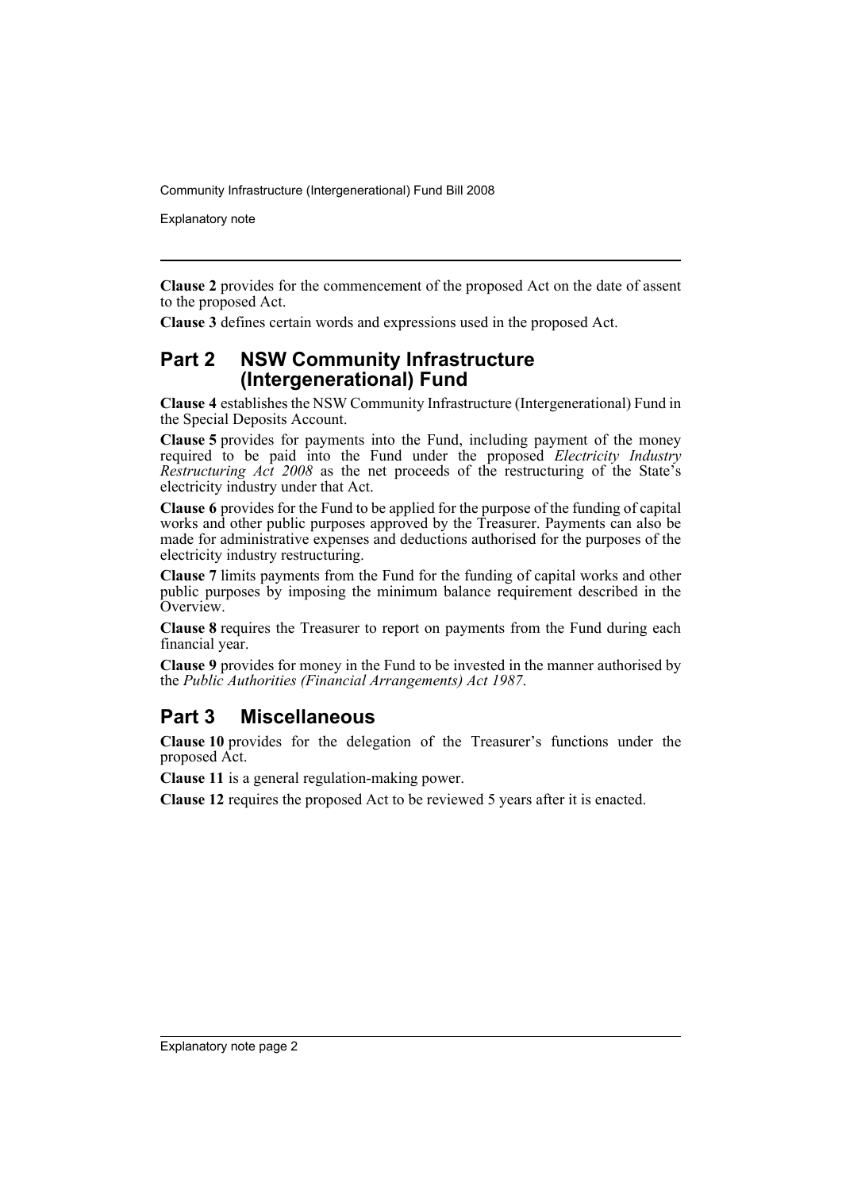**Clause 2** provides for the commencement of the proposed Act on the date of assent to the proposed Act.

**Clause 3** defines certain words and expressions used in the proposed Act.

## Part 2 NSW Community Infrastructure (Intergenerational) Fund

**Clause 4** establishes the NSW Community Infrastructure (Intergenerational) Fund in the Special Deposits Account.

**Clause 5** provides for payments into the Fund, including payment of the money required to be paid into the Fund under the proposed *Electricity Industry Restructuring Act 2008* as the net proceeds of the restructuring of the State's electricity industry under that Act.

**Clause 6** provides for the Fund to be applied for the purpose of the funding of capital works and other public purposes approved by the Treasurer. Payments can also be made for administrative expenses and deductions authorised for the purposes of the electricity industry restructuring.

**Clause 7** limits payments from the Fund for the funding of capital works and other public purposes by imposing the minimum balance requirement described in the Overview.

**Clause 8** requires the Treasurer to report on payments from the Fund during each financial year.

**Clause 9** provides for money in the Fund to be invested in the manner authorised by the *Public Authorities (Financial Arrangements) Act 1987*.

## Part 3 Miscellaneous

**Clause 10** provides for the delegation of the Treasurer's functions under the proposed Act.

**Clause 11** is a general regulation-making power.

**Clause 12** requires the proposed Act to be reviewed 5 years after it is enacted.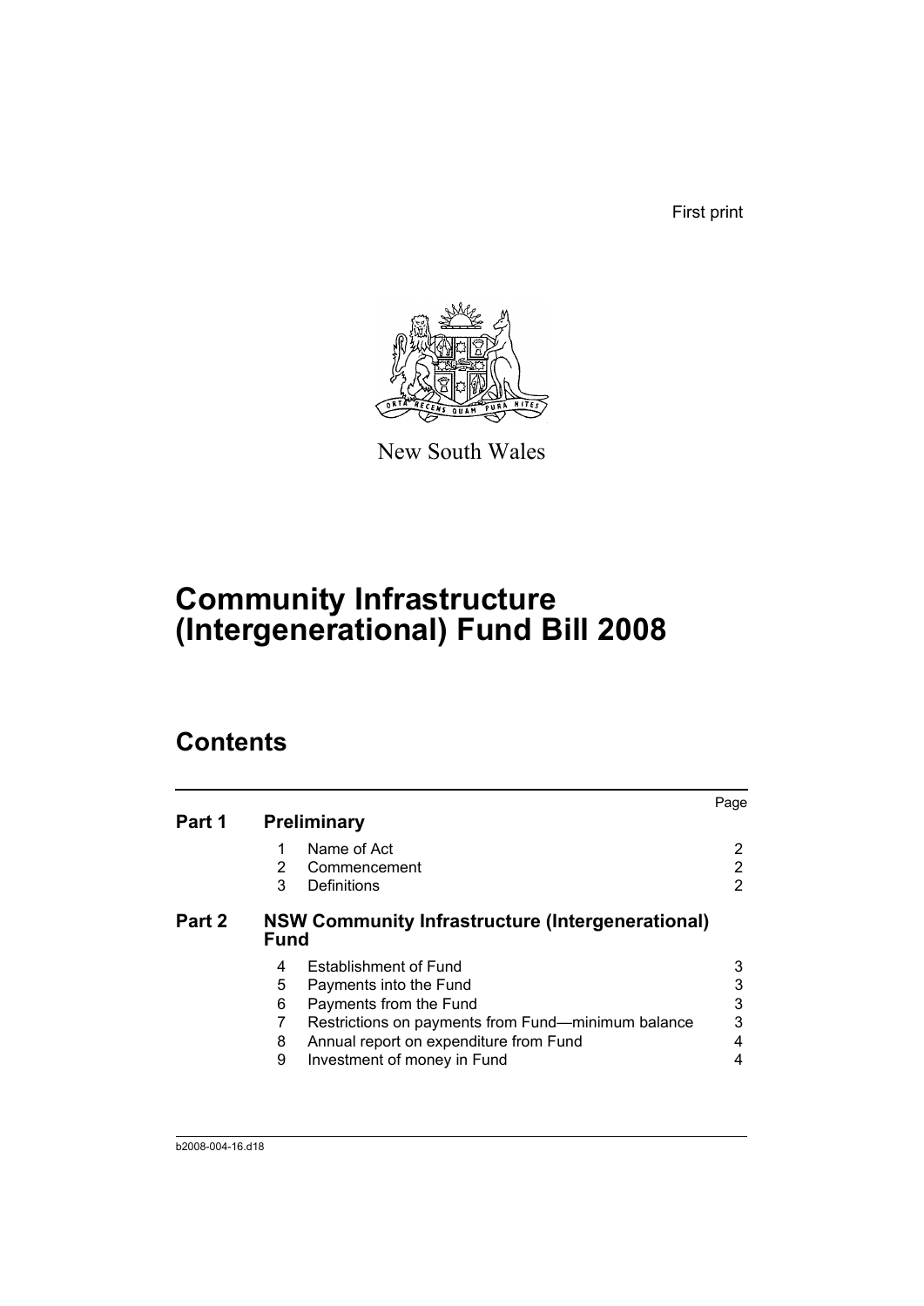First print

New South Wales

# Community Infrastructure (Intergenerational) Fund Bill 2008

## Contents

| | | | Page |
|---|---|---|---|
| **Part 1** | **Preliminary** | | |
| | 1 | Name of Act | 2 |
| | 2 | Commencement | 2 |
| | 3 | Definitions | 2 |
| **Part 2** | **NSW Community Infrastructure (Intergenerational) Fund** | | |
| | 4 | Establishment of Fund | 3 |
| | 5 | Payments into the Fund | 3 |
| | 6 | Payments from the Fund | 3 |
| | 7 | Restrictions on payments from Fund—minimum balance | 3 |
| | 8 | Annual report on expenditure from Fund | 4 |
| | 9 | Investment of money in Fund | 4 |

b2008-004-16.d18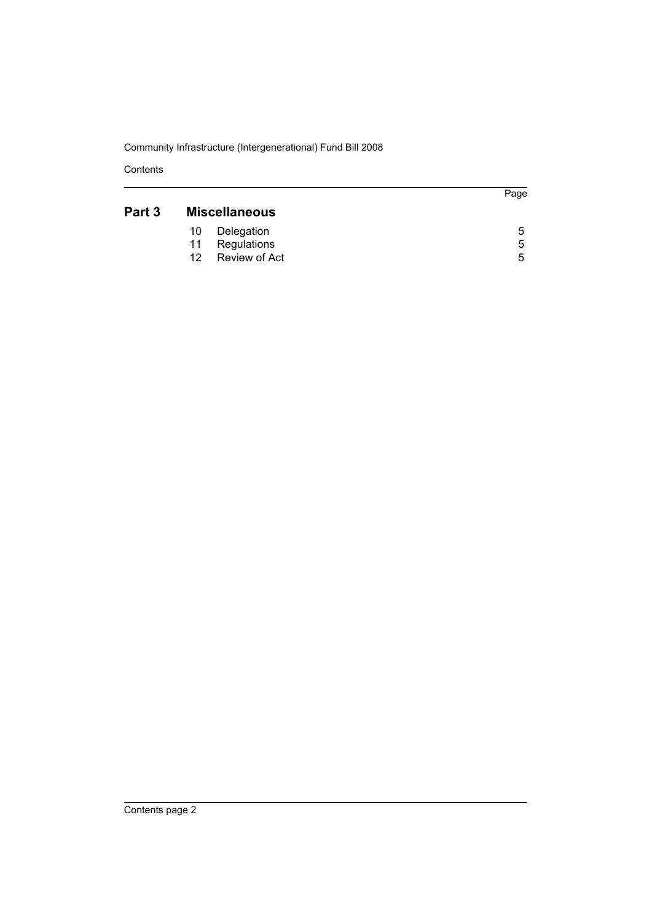| | | | Page |
|---|---|---|---|
| **Part 3** | **Miscellaneous** | | |
| | 10 | Delegation | 5 |
| | 11 | Regulations | 5 |
| | 12 | Review of Act | 5 |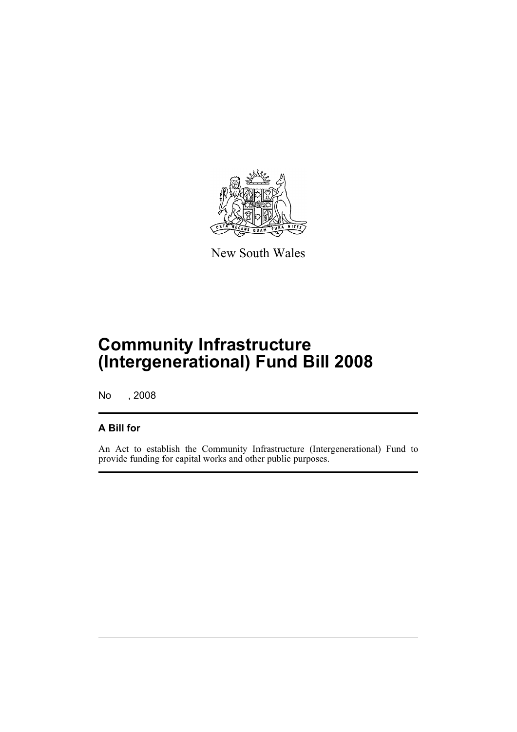New South Wales

# Community Infrastructure (Intergenerational) Fund Bill 2008

No , 2008

## A Bill for

An Act to establish the Community Infrastructure (Intergenerational) Fund to provide funding for capital works and other public purposes.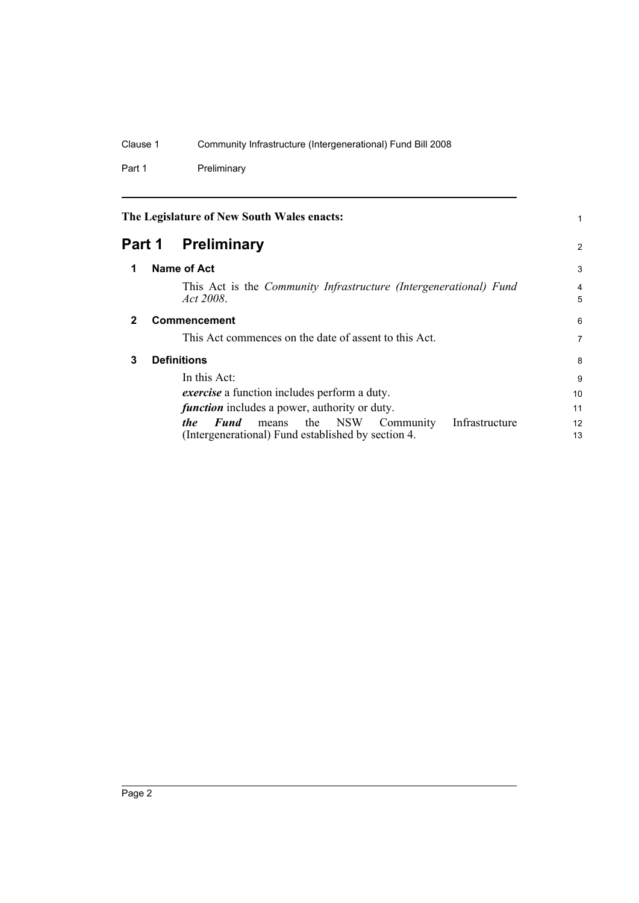**The Legislature of New South Wales enacts:**

# Part 1 Preliminary

## 1 Name of Act

This Act is the *Community Infrastructure (Intergenerational) Fund Act 2008*.

## 2 Commencement

This Act commences on the date of assent to this Act.

## 3 Definitions

In this Act:

***exercise*** a function includes perform a duty.

***function*** includes a power, authority or duty.

***the Fund*** means the NSW Community Infrastructure (Intergenerational) Fund established by section 4.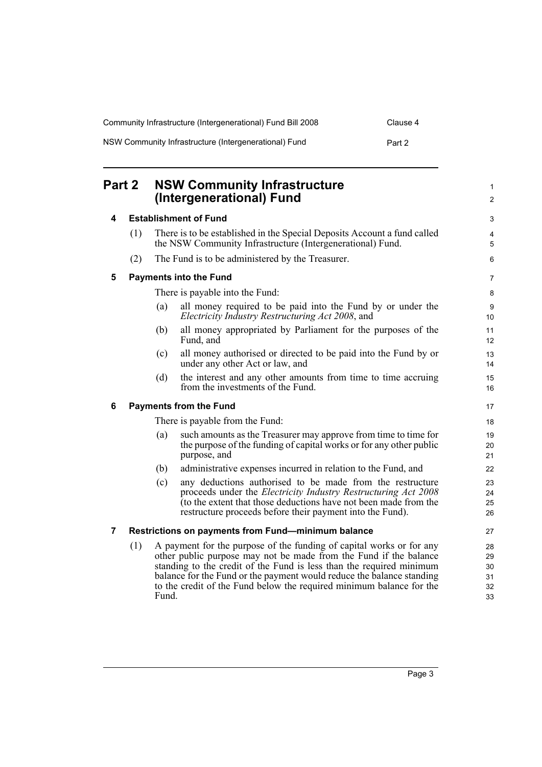# Part 2 NSW Community Infrastructure (Intergenerational) Fund

## 4 Establishment of Fund

(1) There is to be established in the Special Deposits Account a fund called the NSW Community Infrastructure (Intergenerational) Fund.

(2) The Fund is to be administered by the Treasurer.

## 5 Payments into the Fund

There is payable into the Fund:

(a) all money required to be paid into the Fund by or under the *Electricity Industry Restructuring Act 2008*, and

(b) all money appropriated by Parliament for the purposes of the Fund, and

(c) all money authorised or directed to be paid into the Fund by or under any other Act or law, and

(d) the interest and any other amounts from time to time accruing from the investments of the Fund.

## 6 Payments from the Fund

There is payable from the Fund:

(a) such amounts as the Treasurer may approve from time to time for the purpose of the funding of capital works or for any other public purpose, and

(b) administrative expenses incurred in relation to the Fund, and

(c) any deductions authorised to be made from the restructure proceeds under the *Electricity Industry Restructuring Act 2008* (to the extent that those deductions have not been made from the restructure proceeds before their payment into the Fund).

## 7 Restrictions on payments from Fund—minimum balance

(1) A payment for the purpose of the funding of capital works or for any other public purpose may not be made from the Fund if the balance standing to the credit of the Fund is less than the required minimum balance for the Fund or the payment would reduce the balance standing to the credit of the Fund below the required minimum balance for the Fund.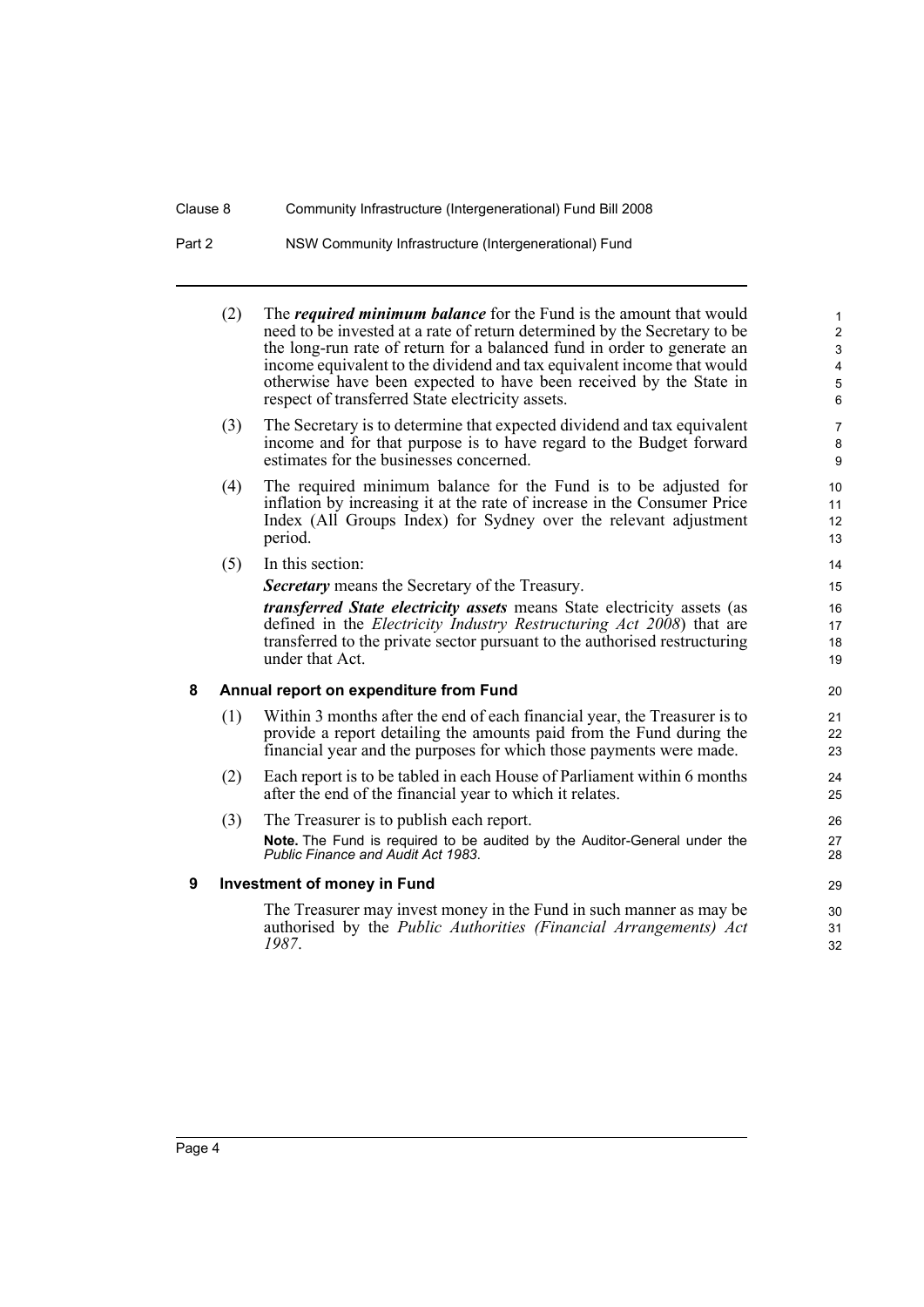(2) The ***required minimum balance*** for the Fund is the amount that would need to be invested at a rate of return determined by the Secretary to be the long-run rate of return for a balanced fund in order to generate an income equivalent to the dividend and tax equivalent income that would otherwise have been expected to have been received by the State in respect of transferred State electricity assets.

(3) The Secretary is to determine that expected dividend and tax equivalent income and for that purpose is to have regard to the Budget forward estimates for the businesses concerned.

(4) The required minimum balance for the Fund is to be adjusted for inflation by increasing it at the rate of increase in the Consumer Price Index (All Groups Index) for Sydney over the relevant adjustment period.

(5) In this section:

***Secretary*** means the Secretary of the Treasury.

***transferred State electricity assets*** means State electricity assets (as defined in the *Electricity Industry Restructuring Act 2008*) that are transferred to the private sector pursuant to the authorised restructuring under that Act.

### 8 Annual report on expenditure from Fund

(1) Within 3 months after the end of each financial year, the Treasurer is to provide a report detailing the amounts paid from the Fund during the financial year and the purposes for which those payments were made.

(2) Each report is to be tabled in each House of Parliament within 6 months after the end of the financial year to which it relates.

(3) The Treasurer is to publish each report.

**Note.** The Fund is required to be audited by the Auditor-General under the *Public Finance and Audit Act 1983*.

### 9 Investment of money in Fund

The Treasurer may invest money in the Fund in such manner as may be authorised by the *Public Authorities (Financial Arrangements) Act 1987*.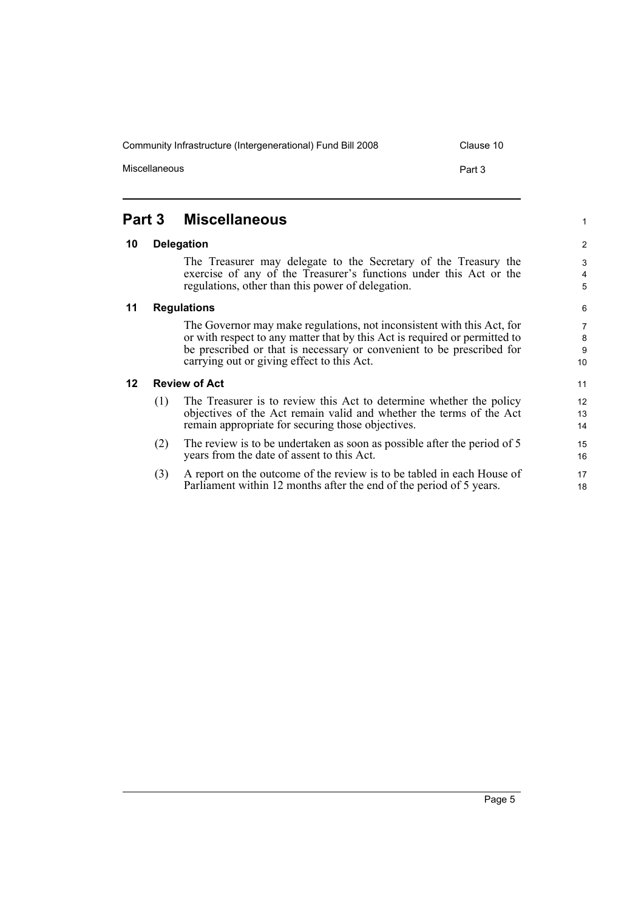# Part 3 Miscellaneous

## 10 Delegation

The Treasurer may delegate to the Secretary of the Treasury the exercise of any of the Treasurer's functions under this Act or the regulations, other than this power of delegation.

## 11 Regulations

The Governor may make regulations, not inconsistent with this Act, for or with respect to any matter that by this Act is required or permitted to be prescribed or that is necessary or convenient to be prescribed for carrying out or giving effect to this Act.

## 12 Review of Act

(1) The Treasurer is to review this Act to determine whether the policy objectives of the Act remain valid and whether the terms of the Act remain appropriate for securing those objectives.

(2) The review is to be undertaken as soon as possible after the period of 5 years from the date of assent to this Act.

(3) A report on the outcome of the review is to be tabled in each House of Parliament within 12 months after the end of the period of 5 years.